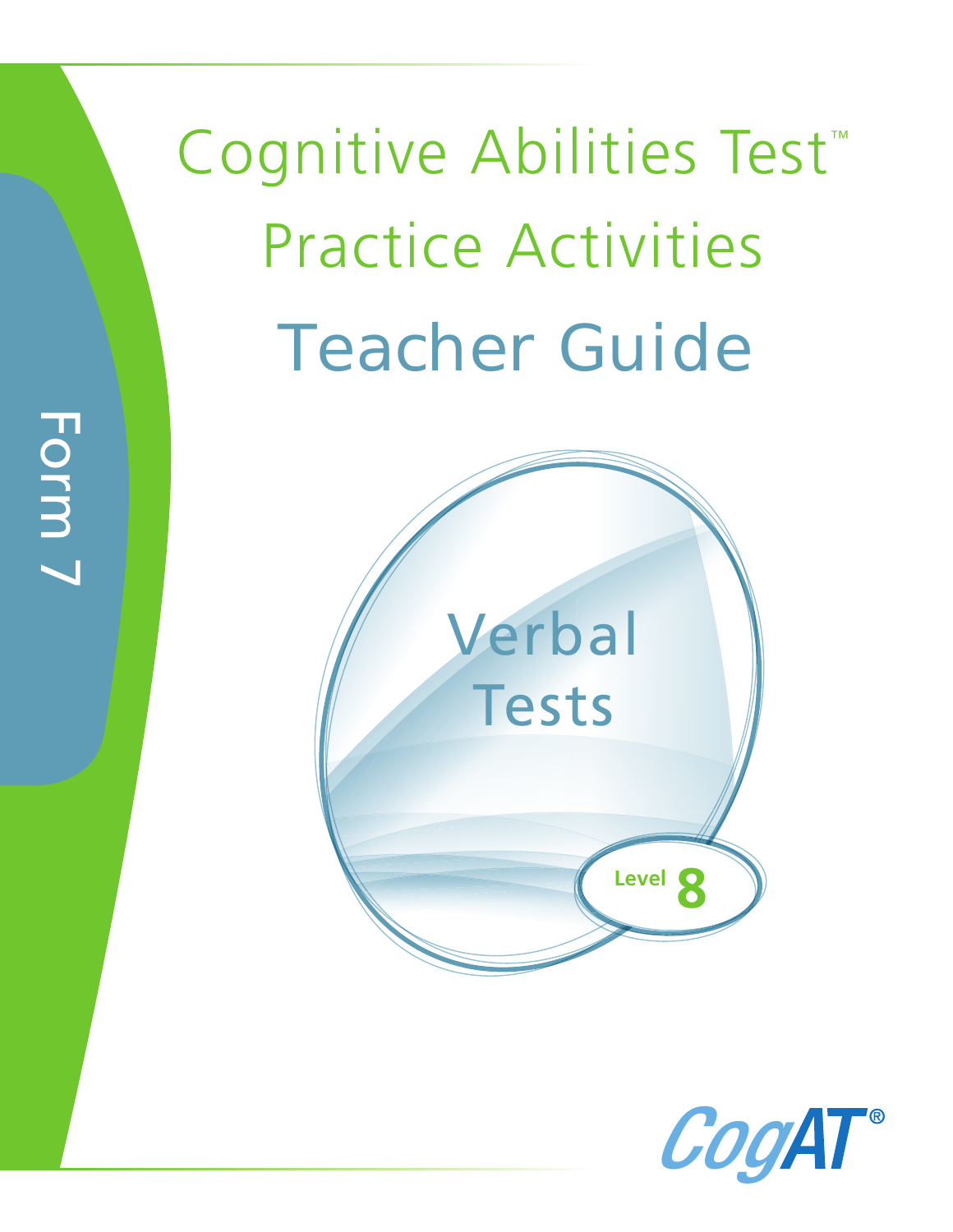Form 7

# Cognitive Abilities Test™ Practice Activities

## Teacher Guide

### Verbal Tests

Level 8

CogAT®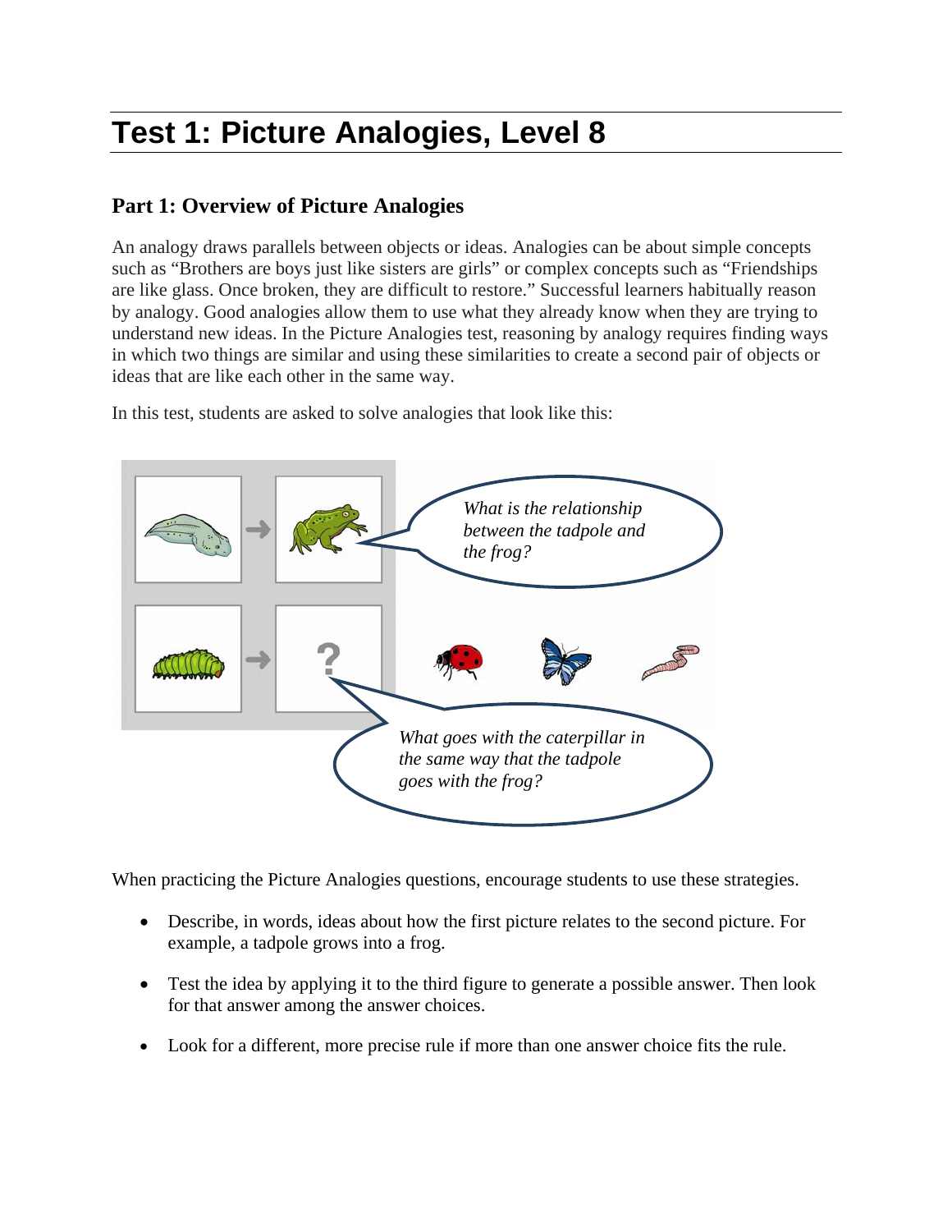# Test 1: Picture Analogies, Level 8

## Part 1: Overview of Picture Analogies

An analogy draws parallels between objects or ideas. Analogies can be about simple concepts such as "Brothers are boys just like sisters are girls" or complex concepts such as "Friendships are like glass. Once broken, they are difficult to restore." Successful learners habitually reason by analogy. Good analogies allow them to use what they already know when they are trying to understand new ideas. In the Picture Analogies test, reasoning by analogy requires finding ways in which two things are similar and using these similarities to create a second pair of objects or ideas that are like each other in the same way.

In this test, students are asked to solve analogies that look like this:

*What is the relationship between the tadpole and the frog?*

*What goes with the caterpillar in the same way that the tadpole goes with the frog?*

When practicing the Picture Analogies questions, encourage students to use these strategies.

- Describe, in words, ideas about how the first picture relates to the second picture. For example, a tadpole grows into a frog.
- Test the idea by applying it to the third figure to generate a possible answer. Then look for that answer among the answer choices.
- Look for a different, more precise rule if more than one answer choice fits the rule.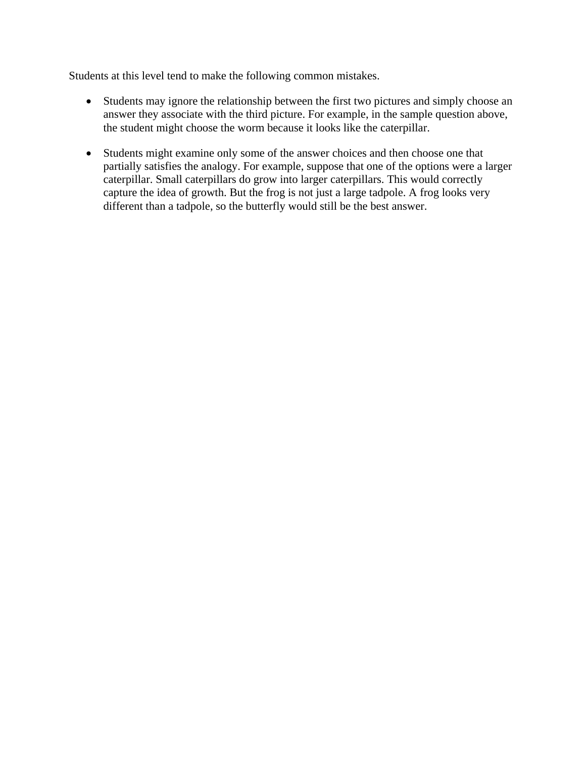Students at this level tend to make the following common mistakes.

- Students may ignore the relationship between the first two pictures and simply choose an answer they associate with the third picture. For example, in the sample question above, the student might choose the worm because it looks like the caterpillar.
- Students might examine only some of the answer choices and then choose one that partially satisfies the analogy. For example, suppose that one of the options were a larger caterpillar. Small caterpillars do grow into larger caterpillars. This would correctly capture the idea of growth. But the frog is not just a large tadpole. A frog looks very different than a tadpole, so the butterfly would still be the best answer.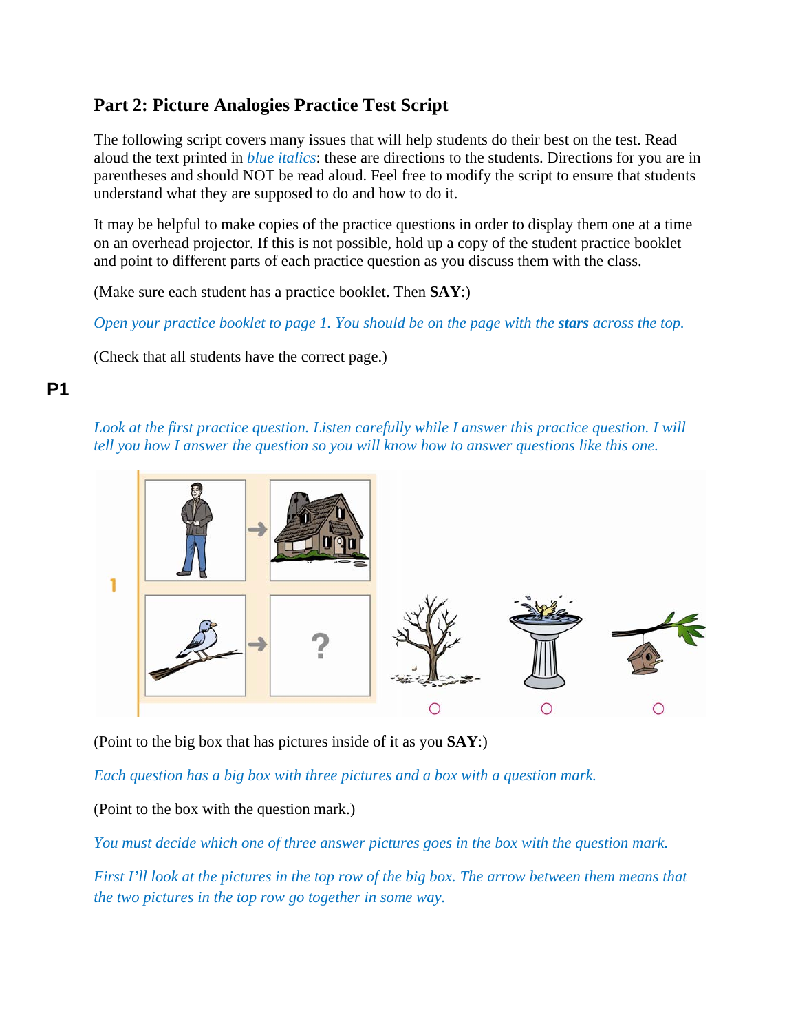## Part 2: Picture Analogies Practice Test Script

The following script covers many issues that will help students do their best on the test. Read aloud the text printed in *blue italics*: these are directions to the students. Directions for you are in parentheses and should NOT be read aloud. Feel free to modify the script to ensure that students understand what they are supposed to do and how to do it.

It may be helpful to make copies of the practice questions in order to display them one at a time on an overhead projector. If this is not possible, hold up a copy of the student practice booklet and point to different parts of each practice question as you discuss them with the class.

(Make sure each student has a practice booklet. Then **SAY**:)

*Open your practice booklet to page 1. You should be on the page with the* ***stars*** *across the top.*

(Check that all students have the correct page.)

### P1

*Look at the first practice question. Listen carefully while I answer this practice question. I will tell you how I answer the question so you will know how to answer questions like this one.*

(Point to the big box that has pictures inside of it as you **SAY**:)

*Each question has a big box with three pictures and a box with a question mark.*

(Point to the box with the question mark.)

*You must decide which one of three answer pictures goes in the box with the question mark.*

*First I'll look at the pictures in the top row of the big box. The arrow between them means that the two pictures in the top row go together in some way.*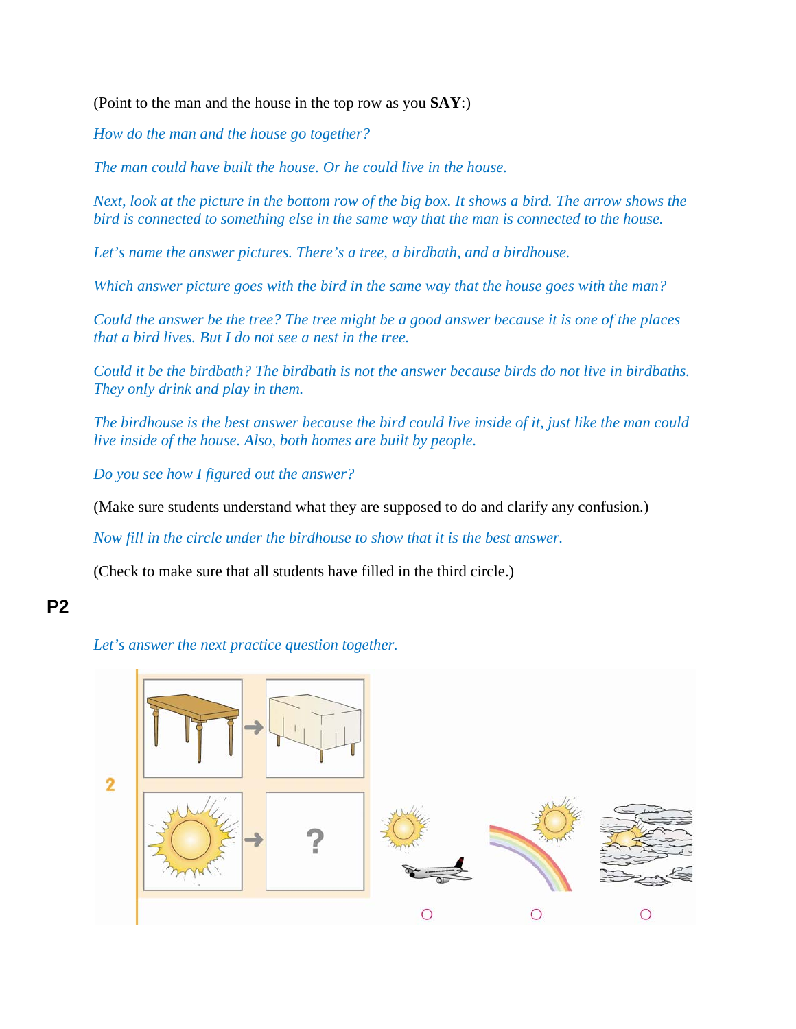(Point to the man and the house in the top row as you **SAY**:)

*How do the man and the house go together?*

*The man could have built the house. Or he could live in the house.*

*Next, look at the picture in the bottom row of the big box. It shows a bird. The arrow shows the bird is connected to something else in the same way that the man is connected to the house.*

*Let's name the answer pictures. There's a tree, a birdbath, and a birdhouse.*

*Which answer picture goes with the bird in the same way that the house goes with the man?*

*Could the answer be the tree? The tree might be a good answer because it is one of the places that a bird lives. But I do not see a nest in the tree.*

*Could it be the birdbath? The birdbath is not the answer because birds do not live in birdbaths. They only drink and play in them.*

*The birdhouse is the best answer because the bird could live inside of it, just like the man could live inside of the house. Also, both homes are built by people.*

*Do you see how I figured out the answer?*

(Make sure students understand what they are supposed to do and clarify any confusion.)

*Now fill in the circle under the birdhouse to show that it is the best answer.*

(Check to make sure that all students have filled in the third circle.)

## P2

*Let's answer the next practice question together.*

2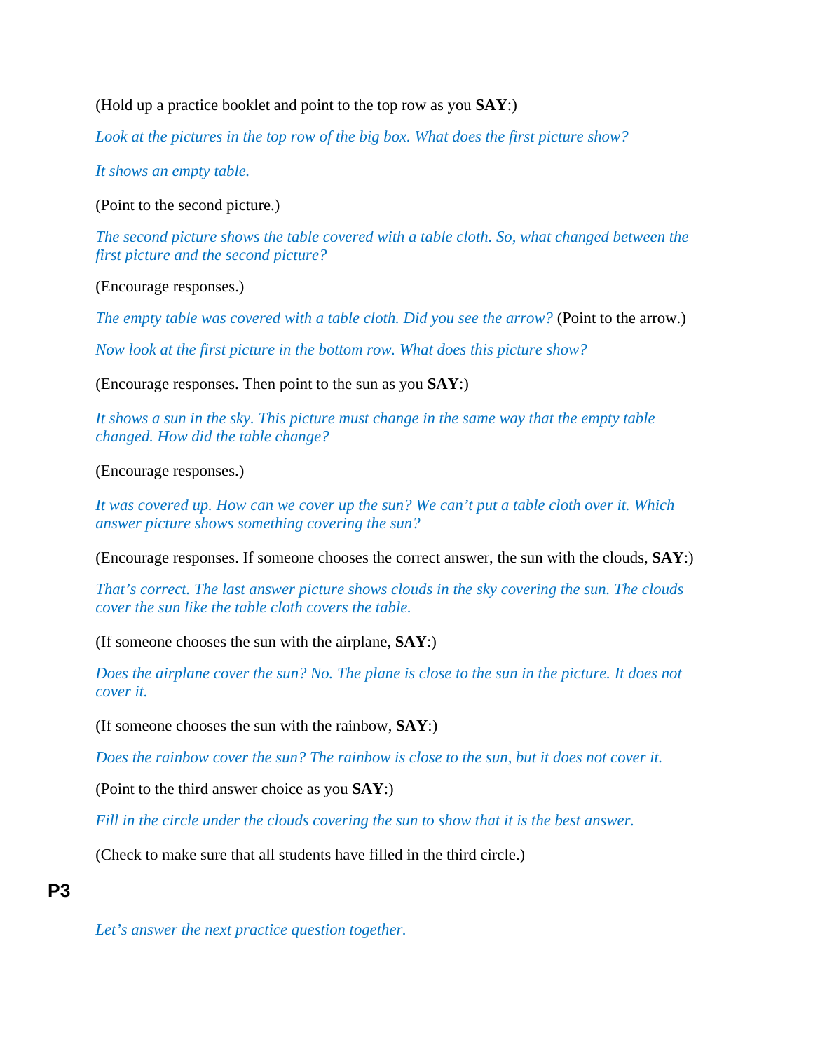(Hold up a practice booklet and point to the top row as you **SAY**:)

*Look at the pictures in the top row of the big box. What does the first picture show?*

*It shows an empty table.*

(Point to the second picture.)

*The second picture shows the table covered with a table cloth. So, what changed between the first picture and the second picture?*

(Encourage responses.)

*The empty table was covered with a table cloth. Did you see the arrow?* (Point to the arrow.)

*Now look at the first picture in the bottom row. What does this picture show?*

(Encourage responses. Then point to the sun as you **SAY**:)

*It shows a sun in the sky. This picture must change in the same way that the empty table changed. How did the table change?*

(Encourage responses.)

*It was covered up. How can we cover up the sun? We can't put a table cloth over it. Which answer picture shows something covering the sun?*

(Encourage responses. If someone chooses the correct answer, the sun with the clouds, **SAY**:)

*That's correct. The last answer picture shows clouds in the sky covering the sun. The clouds cover the sun like the table cloth covers the table.*

(If someone chooses the sun with the airplane, **SAY**:)

*Does the airplane cover the sun? No. The plane is close to the sun in the picture. It does not cover it.*

(If someone chooses the sun with the rainbow, **SAY**:)

*Does the rainbow cover the sun? The rainbow is close to the sun, but it does not cover it.*

(Point to the third answer choice as you **SAY**:)

*Fill in the circle under the clouds covering the sun to show that it is the best answer.*

(Check to make sure that all students have filled in the third circle.)

**P3**

*Let's answer the next practice question together.*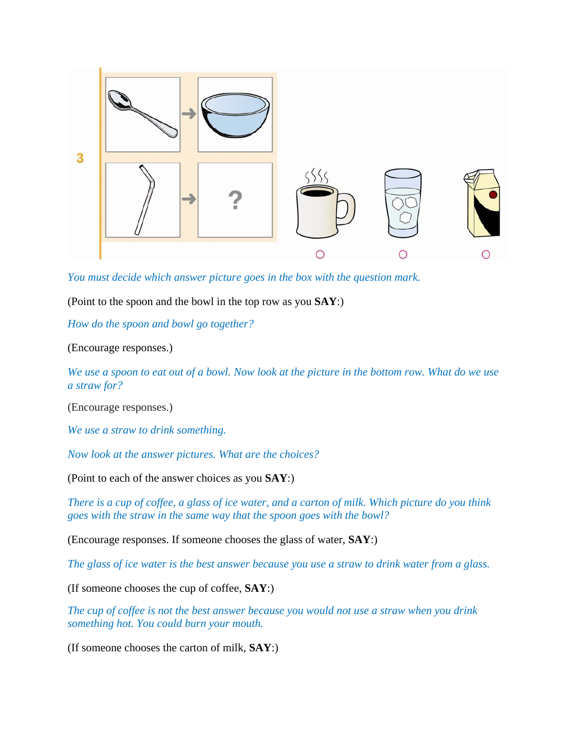3

?

*You must decide which answer picture goes in the box with the question mark.*

(Point to the spoon and the bowl in the top row as you **SAY**:)

*How do the spoon and bowl go together?*

(Encourage responses.)

*We use a spoon to eat out of a bowl. Now look at the picture in the bottom row. What do we use a straw for?*

(Encourage responses.)

*We use a straw to drink something.*

*Now look at the answer pictures. What are the choices?*

(Point to each of the answer choices as you **SAY**:)

*There is a cup of coffee, a glass of ice water, and a carton of milk. Which picture do you think goes with the straw in the same way that the spoon goes with the bowl?*

(Encourage responses. If someone chooses the glass of water, **SAY**:)

*The glass of ice water is the best answer because you use a straw to drink water from a glass.*

(If someone chooses the cup of coffee, **SAY**:)

*The cup of coffee is not the best answer because you would not use a straw when you drink something hot. You could burn your mouth.*

(If someone chooses the carton of milk, **SAY**:)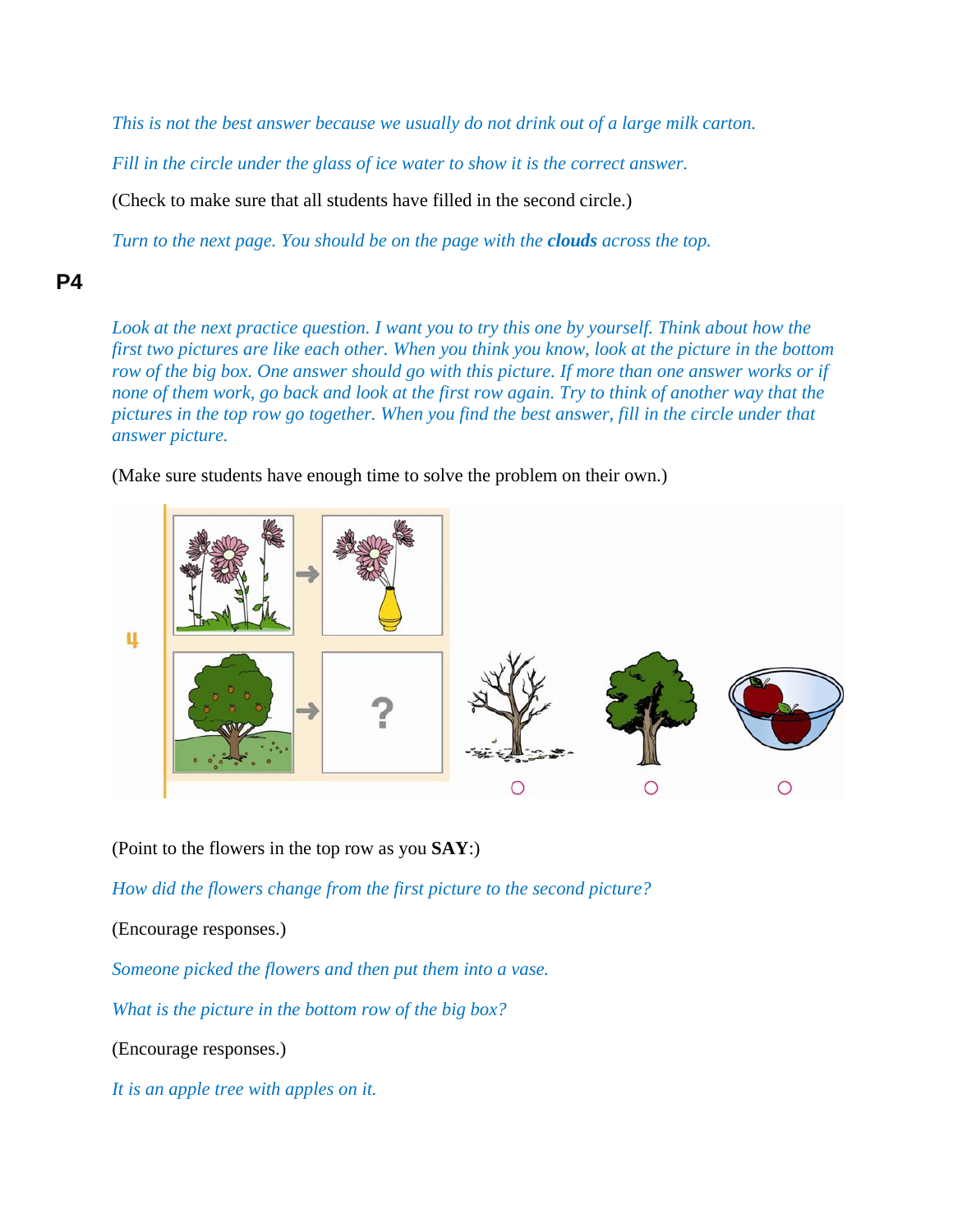*This is not the best answer because we usually do not drink out of a large milk carton.*

*Fill in the circle under the glass of ice water to show it is the correct answer.*

(Check to make sure that all students have filled in the second circle.)

*Turn to the next page. You should be on the page with the* ***clouds*** *across the top.*

## P4

*Look at the next practice question. I want you to try this one by yourself. Think about how the first two pictures are like each other. When you think you know, look at the picture in the bottom row of the big box. One answer should go with this picture. If more than one answer works or if none of them work, go back and look at the first row again. Try to think of another way that the pictures in the top row go together. When you find the best answer, fill in the circle under that answer picture.*

(Make sure students have enough time to solve the problem on their own.)

(Point to the flowers in the top row as you **SAY**:)

*How did the flowers change from the first picture to the second picture?*

(Encourage responses.)

*Someone picked the flowers and then put them into a vase.*

*What is the picture in the bottom row of the big box?*

(Encourage responses.)

*It is an apple tree with apples on it.*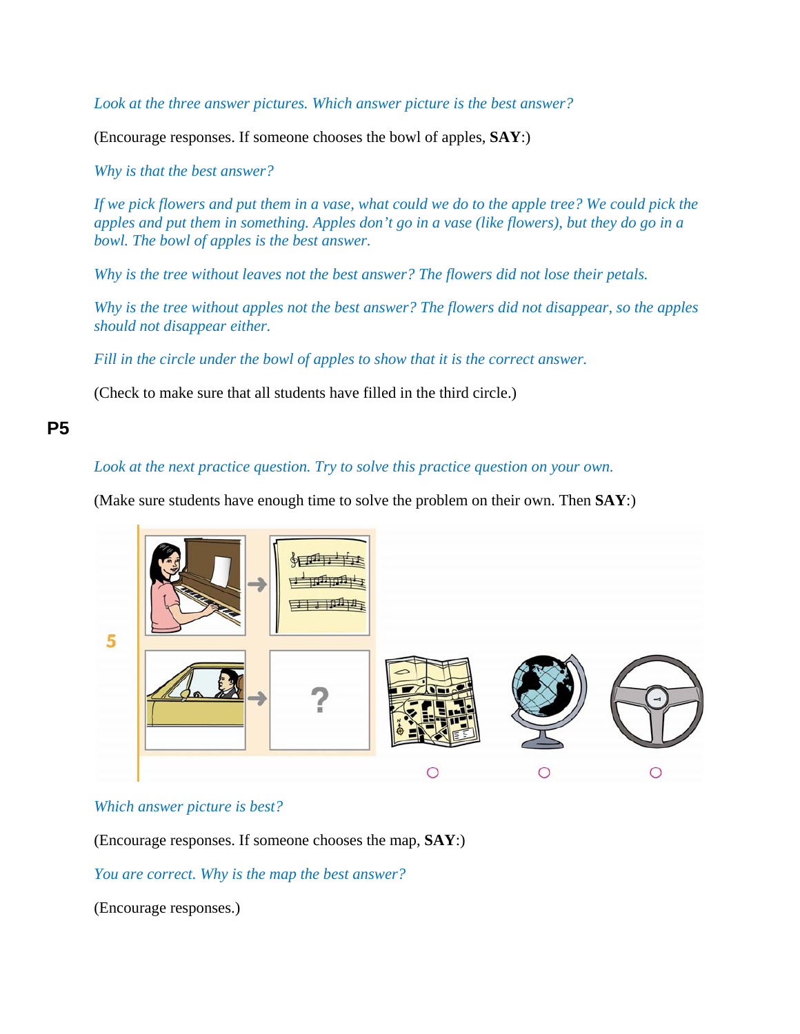*Look at the three answer pictures. Which answer picture is the best answer?*

(Encourage responses. If someone chooses the bowl of apples, **SAY**:)

*Why is that the best answer?*

*If we pick flowers and put them in a vase, what could we do to the apple tree? We could pick the apples and put them in something. Apples don't go in a vase (like flowers), but they do go in a bowl. The bowl of apples is the best answer.*

*Why is the tree without leaves not the best answer? The flowers did not lose their petals.*

*Why is the tree without apples not the best answer? The flowers did not disappear, so the apples should not disappear either.*

*Fill in the circle under the bowl of apples to show that it is the correct answer.*

(Check to make sure that all students have filled in the third circle.)

## P5

*Look at the next practice question. Try to solve this practice question on your own.*

(Make sure students have enough time to solve the problem on their own. Then **SAY**:)

*Which answer picture is best?*

(Encourage responses. If someone chooses the map, **SAY**:)

*You are correct. Why is the map the best answer?*

(Encourage responses.)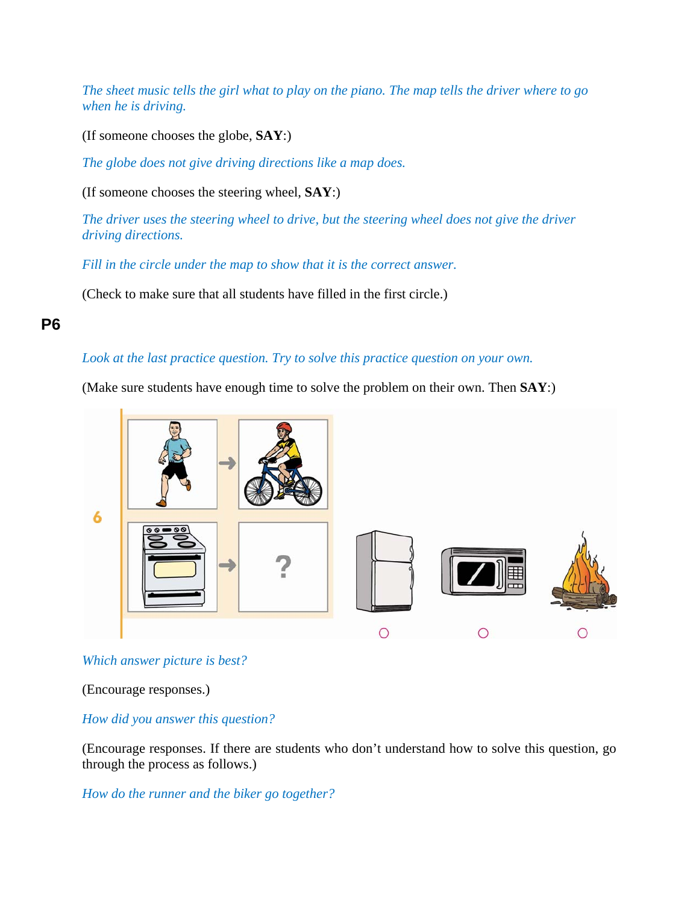*The sheet music tells the girl what to play on the piano. The map tells the driver where to go when he is driving.*

(If someone chooses the globe, **SAY**:)

*The globe does not give driving directions like a map does.*

(If someone chooses the steering wheel, **SAY**:)

*The driver uses the steering wheel to drive, but the steering wheel does not give the driver driving directions.*

*Fill in the circle under the map to show that it is the correct answer.*

(Check to make sure that all students have filled in the first circle.)

## P6

*Look at the last practice question. Try to solve this practice question on your own.*

(Make sure students have enough time to solve the problem on their own. Then **SAY**:)

6

?

*Which answer picture is best?*

(Encourage responses.)

*How did you answer this question?*

(Encourage responses. If there are students who don't understand how to solve this question, go through the process as follows.)

*How do the runner and the biker go together?*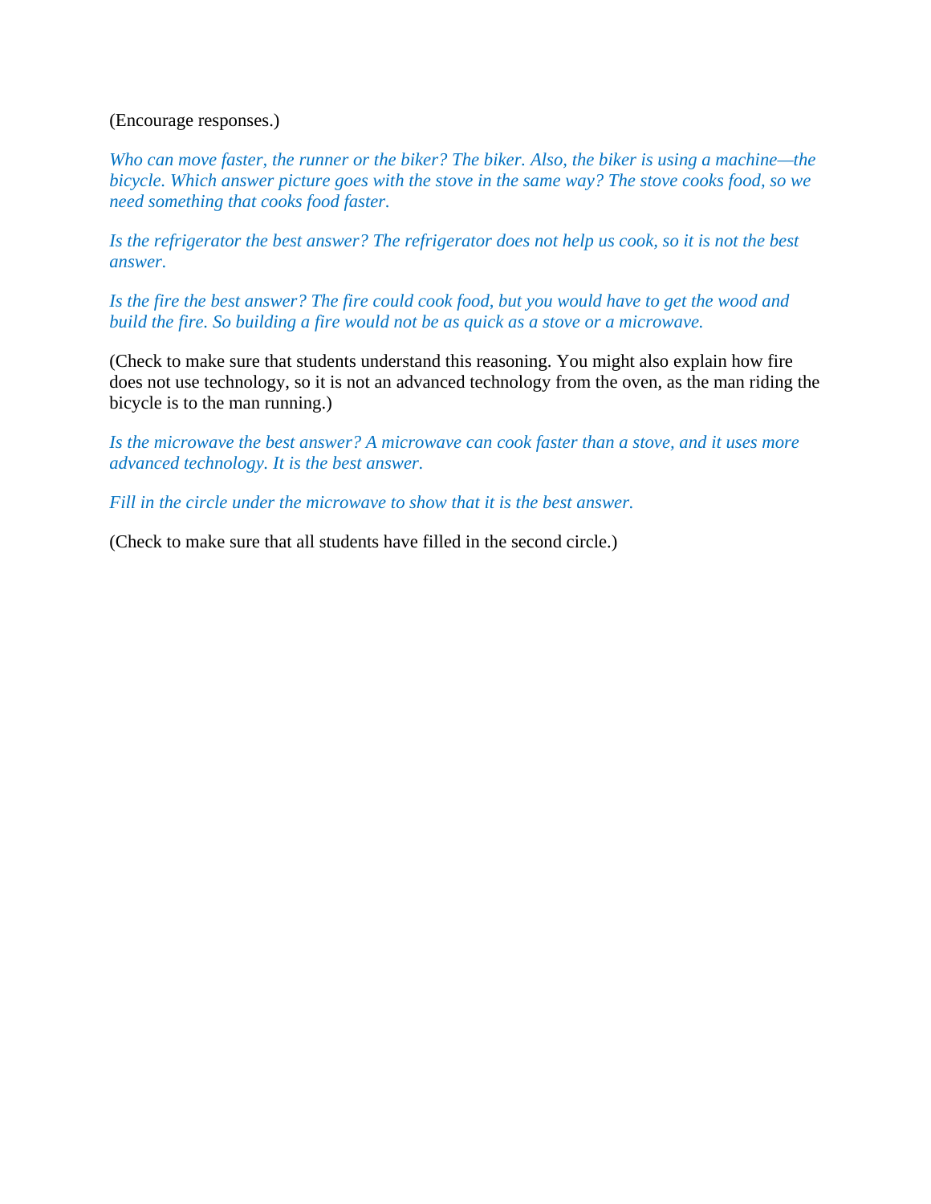(Encourage responses.)

*Who can move faster, the runner or the biker? The biker. Also, the biker is using a machine—the bicycle. Which answer picture goes with the stove in the same way? The stove cooks food, so we need something that cooks food faster.*

*Is the refrigerator the best answer? The refrigerator does not help us cook, so it is not the best answer.*

*Is the fire the best answer? The fire could cook food, but you would have to get the wood and build the fire. So building a fire would not be as quick as a stove or a microwave.*

(Check to make sure that students understand this reasoning. You might also explain how fire does not use technology, so it is not an advanced technology from the oven, as the man riding the bicycle is to the man running.)

*Is the microwave the best answer? A microwave can cook faster than a stove, and it uses more advanced technology. It is the best answer.*

*Fill in the circle under the microwave to show that it is the best answer.*

(Check to make sure that all students have filled in the second circle.)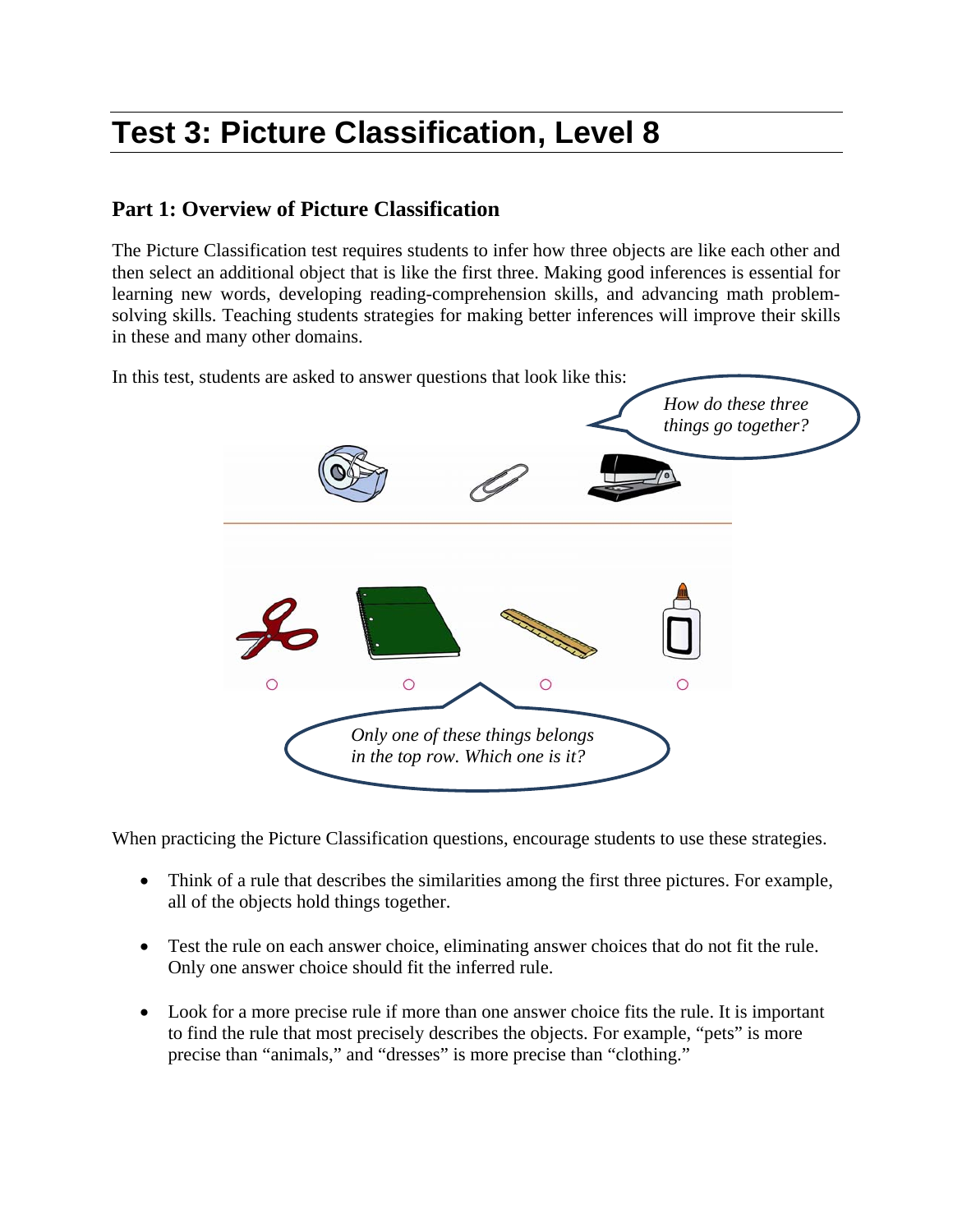# Test 3: Picture Classification, Level 8

## Part 1: Overview of Picture Classification

The Picture Classification test requires students to infer how three objects are like each other and then select an additional object that is like the first three. Making good inferences is essential for learning new words, developing reading-comprehension skills, and advancing math problem-solving skills. Teaching students strategies for making better inferences will improve their skills in these and many other domains.

In this test, students are asked to answer questions that look like this:

*How do these three things go together?*

*Only one of these things belongs in the top row. Which one is it?*

When practicing the Picture Classification questions, encourage students to use these strategies.

- Think of a rule that describes the similarities among the first three pictures. For example, all of the objects hold things together.
- Test the rule on each answer choice, eliminating answer choices that do not fit the rule. Only one answer choice should fit the inferred rule.
- Look for a more precise rule if more than one answer choice fits the rule. It is important to find the rule that most precisely describes the objects. For example, "pets" is more precise than "animals," and "dresses" is more precise than "clothing."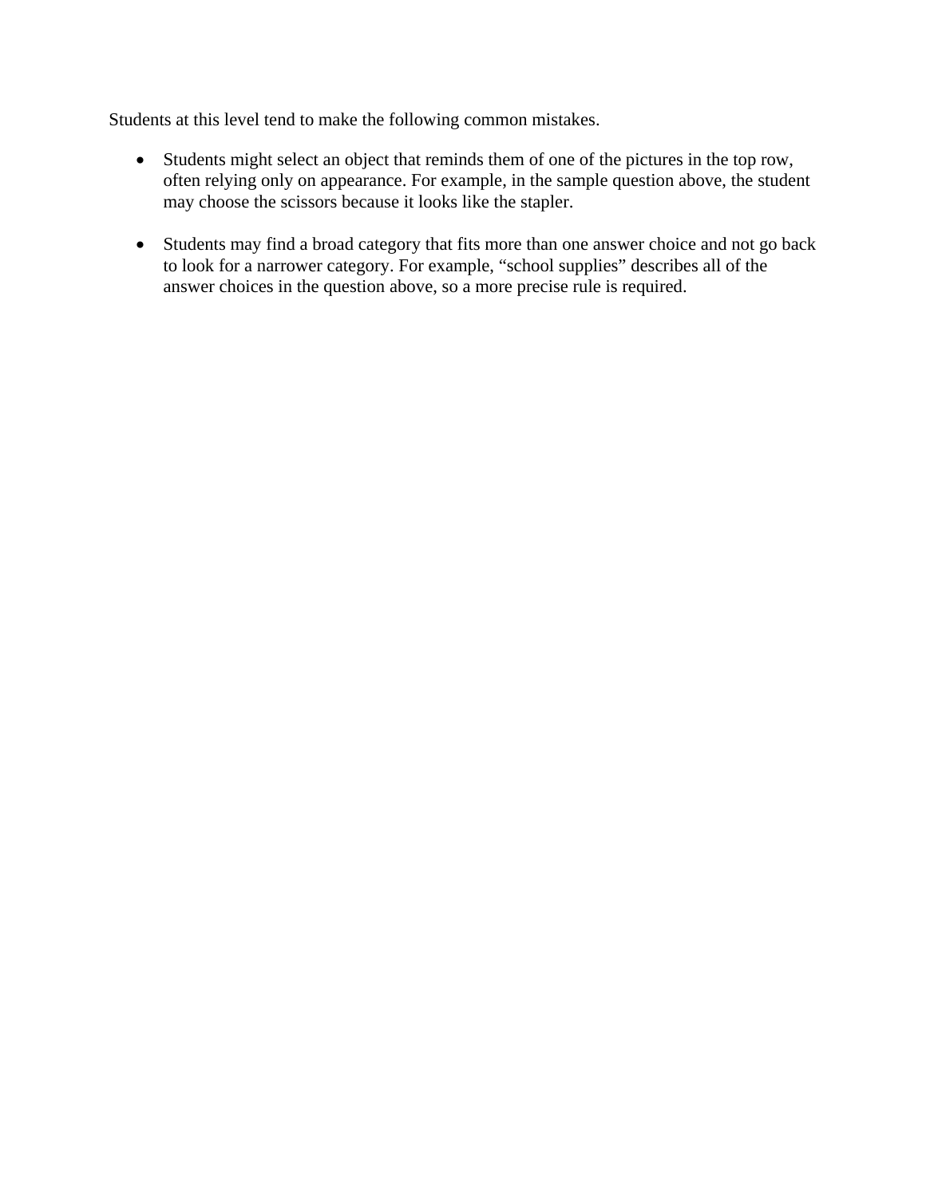Students at this level tend to make the following common mistakes.

- Students might select an object that reminds them of one of the pictures in the top row, often relying only on appearance. For example, in the sample question above, the student may choose the scissors because it looks like the stapler.

- Students may find a broad category that fits more than one answer choice and not go back to look for a narrower category. For example, “school supplies” describes all of the answer choices in the question above, so a more precise rule is required.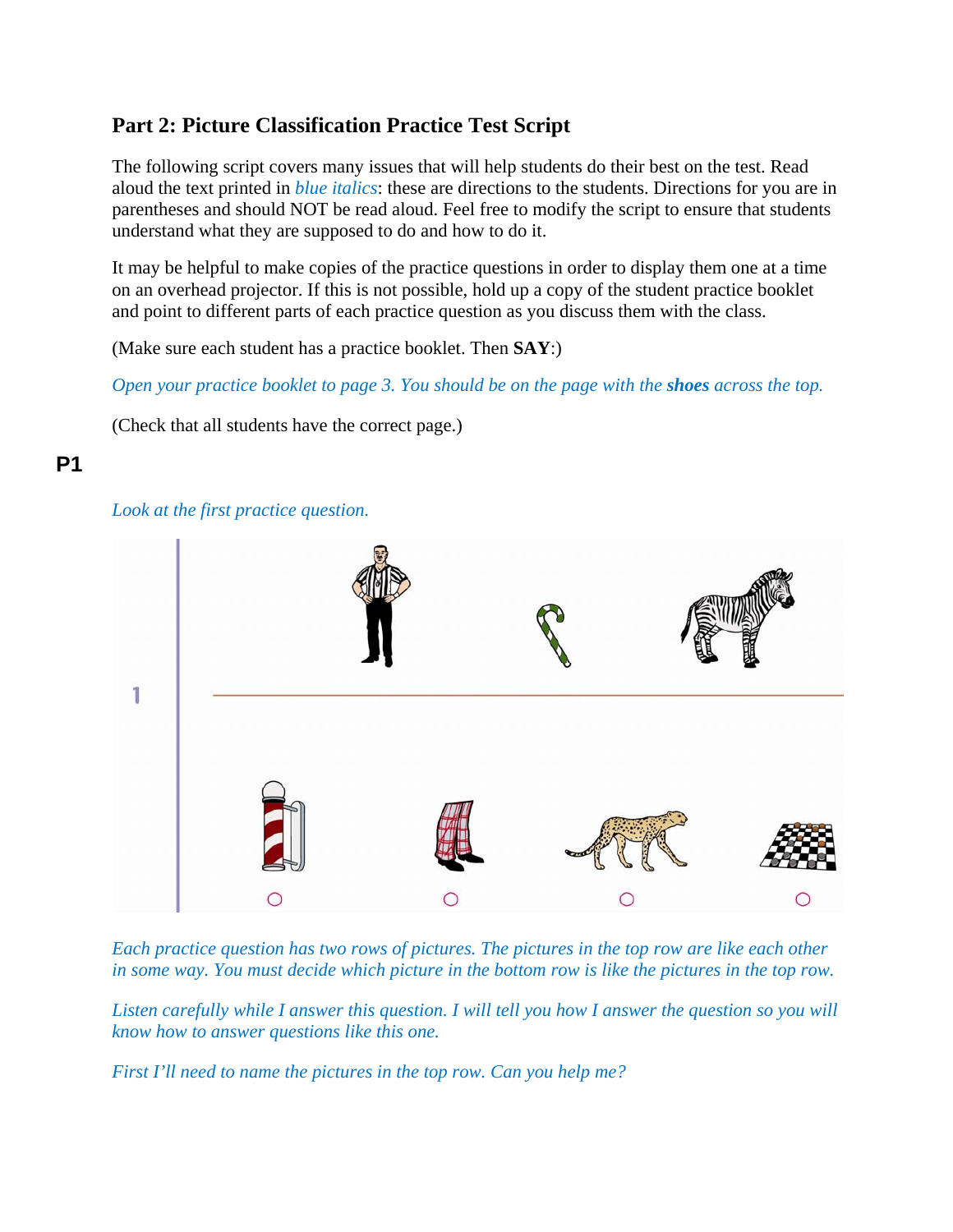## Part 2: Picture Classification Practice Test Script

The following script covers many issues that will help students do their best on the test. Read aloud the text printed in *blue italics*: these are directions to the students. Directions for you are in parentheses and should NOT be read aloud. Feel free to modify the script to ensure that students understand what they are supposed to do and how to do it.

It may be helpful to make copies of the practice questions in order to display them one at a time on an overhead projector. If this is not possible, hold up a copy of the student practice booklet and point to different parts of each practice question as you discuss them with the class.

(Make sure each student has a practice booklet. Then **SAY**:)

*Open your practice booklet to page 3. You should be on the page with the **shoes** across the top.*

(Check that all students have the correct page.)

### P1

*Look at the first practice question.*

*Each practice question has two rows of pictures. The pictures in the top row are like each other in some way. You must decide which picture in the bottom row is like the pictures in the top row.*

*Listen carefully while I answer this question. I will tell you how I answer the question so you will know how to answer questions like this one.*

*First I'll need to name the pictures in the top row. Can you help me?*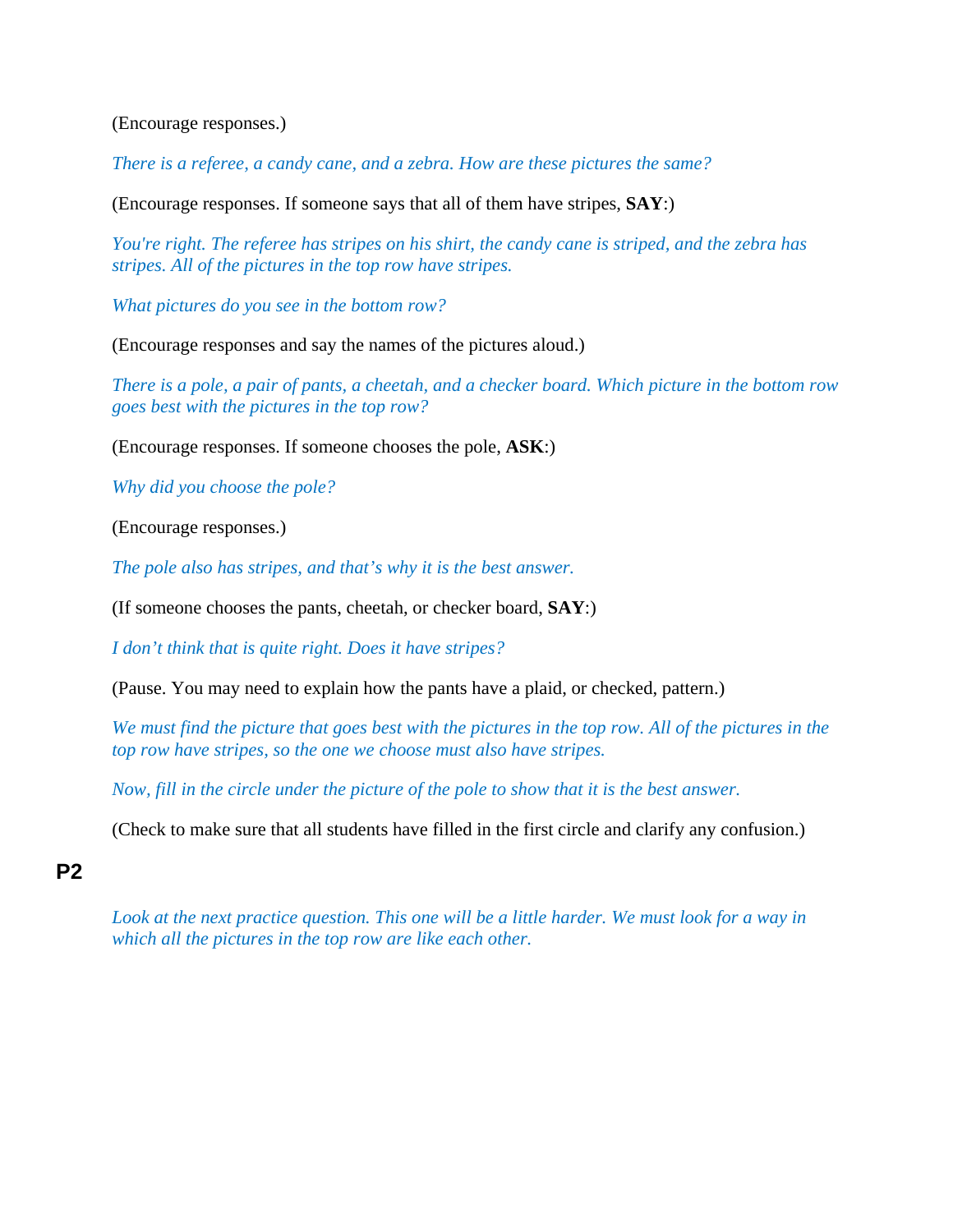(Encourage responses.)

*There is a referee, a candy cane, and a zebra. How are these pictures the same?*

(Encourage responses. If someone says that all of them have stripes, **SAY**:)

*You're right. The referee has stripes on his shirt, the candy cane is striped, and the zebra has stripes. All of the pictures in the top row have stripes.*

*What pictures do you see in the bottom row?*

(Encourage responses and say the names of the pictures aloud.)

*There is a pole, a pair of pants, a cheetah, and a checker board. Which picture in the bottom row goes best with the pictures in the top row?*

(Encourage responses. If someone chooses the pole, **ASK**:)

*Why did you choose the pole?*

(Encourage responses.)

*The pole also has stripes, and that's why it is the best answer.*

(If someone chooses the pants, cheetah, or checker board, **SAY**:)

*I don't think that is quite right. Does it have stripes?*

(Pause. You may need to explain how the pants have a plaid, or checked, pattern.)

*We must find the picture that goes best with the pictures in the top row. All of the pictures in the top row have stripes, so the one we choose must also have stripes.*

*Now, fill in the circle under the picture of the pole to show that it is the best answer.*

(Check to make sure that all students have filled in the first circle and clarify any confusion.)

## P2

*Look at the next practice question. This one will be a little harder. We must look for a way in which all the pictures in the top row are like each other.*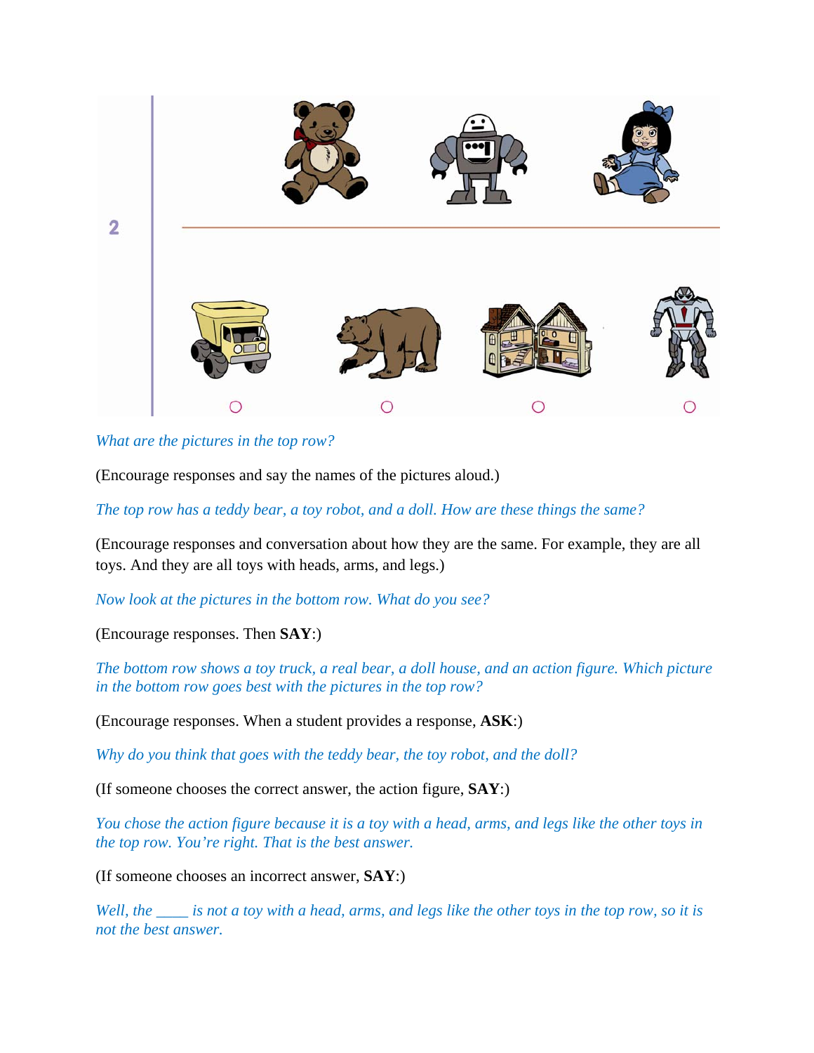2

*What are the pictures in the top row?*

(Encourage responses and say the names of the pictures aloud.)

*The top row has a teddy bear, a toy robot, and a doll. How are these things the same?*

(Encourage responses and conversation about how they are the same. For example, they are all toys. And they are all toys with heads, arms, and legs.)

*Now look at the pictures in the bottom row. What do you see?*

(Encourage responses. Then **SAY**:)

*The bottom row shows a toy truck, a real bear, a doll house, and an action figure. Which picture in the bottom row goes best with the pictures in the top row?*

(Encourage responses. When a student provides a response, **ASK**:)

*Why do you think that goes with the teddy bear, the toy robot, and the doll?*

(If someone chooses the correct answer, the action figure, **SAY**:)

*You chose the action figure because it is a toy with a head, arms, and legs like the other toys in the top row. You're right. That is the best answer.*

(If someone chooses an incorrect answer, **SAY**:)

*Well, the ____ is not a toy with a head, arms, and legs like the other toys in the top row, so it is not the best answer.*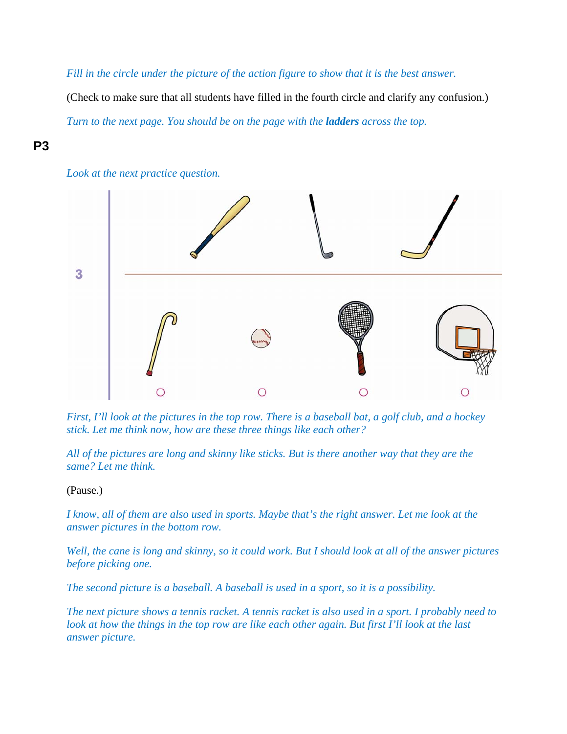*Fill in the circle under the picture of the action figure to show that it is the best answer.*

(Check to make sure that all students have filled in the fourth circle and clarify any confusion.)

*Turn to the next page. You should be on the page with the* ***ladders*** *across the top.*

**P3**

*Look at the next practice question.*

*First, I'll look at the pictures in the top row. There is a baseball bat, a golf club, and a hockey stick. Let me think now, how are these three things like each other?*

*All of the pictures are long and skinny like sticks. But is there another way that they are the same? Let me think.*

(Pause.)

*I know, all of them are also used in sports. Maybe that's the right answer. Let me look at the answer pictures in the bottom row.*

*Well, the cane is long and skinny, so it could work. But I should look at all of the answer pictures before picking one.*

*The second picture is a baseball. A baseball is used in a sport, so it is a possibility.*

*The next picture shows a tennis racket. A tennis racket is also used in a sport. I probably need to look at how the things in the top row are like each other again. But first I'll look at the last answer picture.*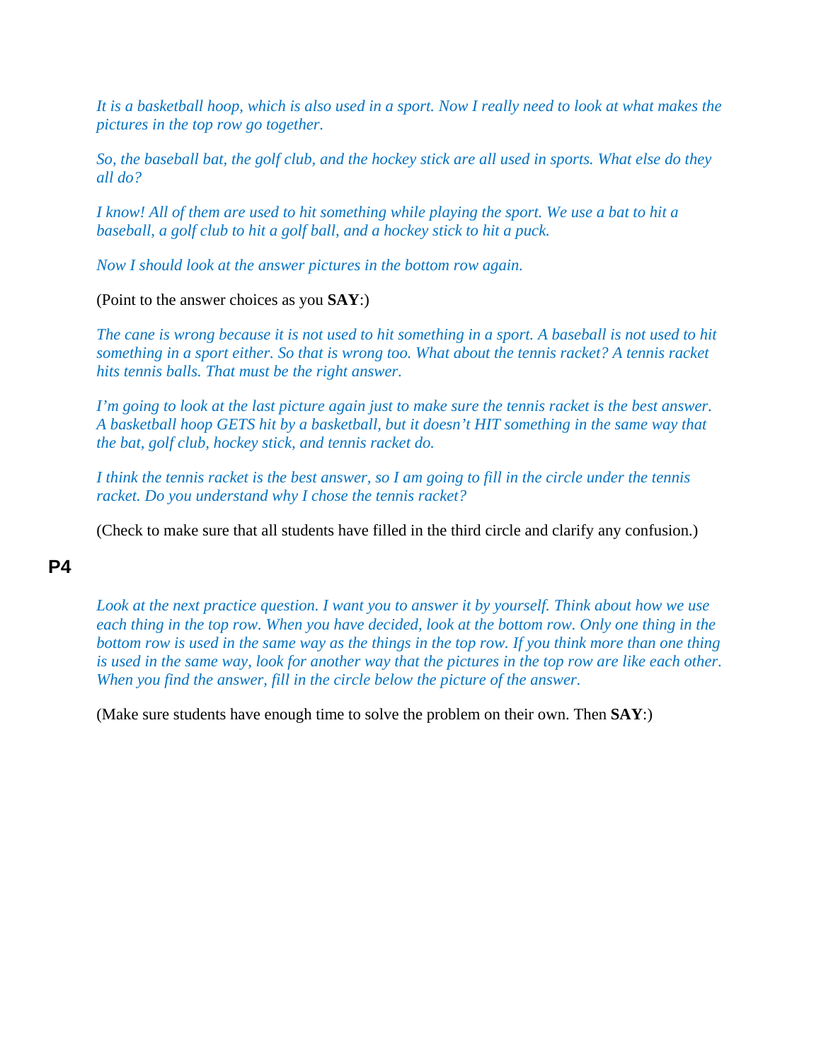*It is a basketball hoop, which is also used in a sport. Now I really need to look at what makes the pictures in the top row go together.*

*So, the baseball bat, the golf club, and the hockey stick are all used in sports. What else do they all do?*

*I know! All of them are used to hit something while playing the sport. We use a bat to hit a baseball, a golf club to hit a golf ball, and a hockey stick to hit a puck.*

*Now I should look at the answer pictures in the bottom row again.*

(Point to the answer choices as you **SAY**:)

*The cane is wrong because it is not used to hit something in a sport. A baseball is not used to hit something in a sport either. So that is wrong too. What about the tennis racket? A tennis racket hits tennis balls. That must be the right answer.*

*I'm going to look at the last picture again just to make sure the tennis racket is the best answer. A basketball hoop GETS hit by a basketball, but it doesn't HIT something in the same way that the bat, golf club, hockey stick, and tennis racket do.*

*I think the tennis racket is the best answer, so I am going to fill in the circle under the tennis racket. Do you understand why I chose the tennis racket?*

(Check to make sure that all students have filled in the third circle and clarify any confusion.)

## P4

*Look at the next practice question. I want you to answer it by yourself. Think about how we use each thing in the top row. When you have decided, look at the bottom row. Only one thing in the bottom row is used in the same way as the things in the top row. If you think more than one thing is used in the same way, look for another way that the pictures in the top row are like each other. When you find the answer, fill in the circle below the picture of the answer.*

(Make sure students have enough time to solve the problem on their own. Then **SAY**:)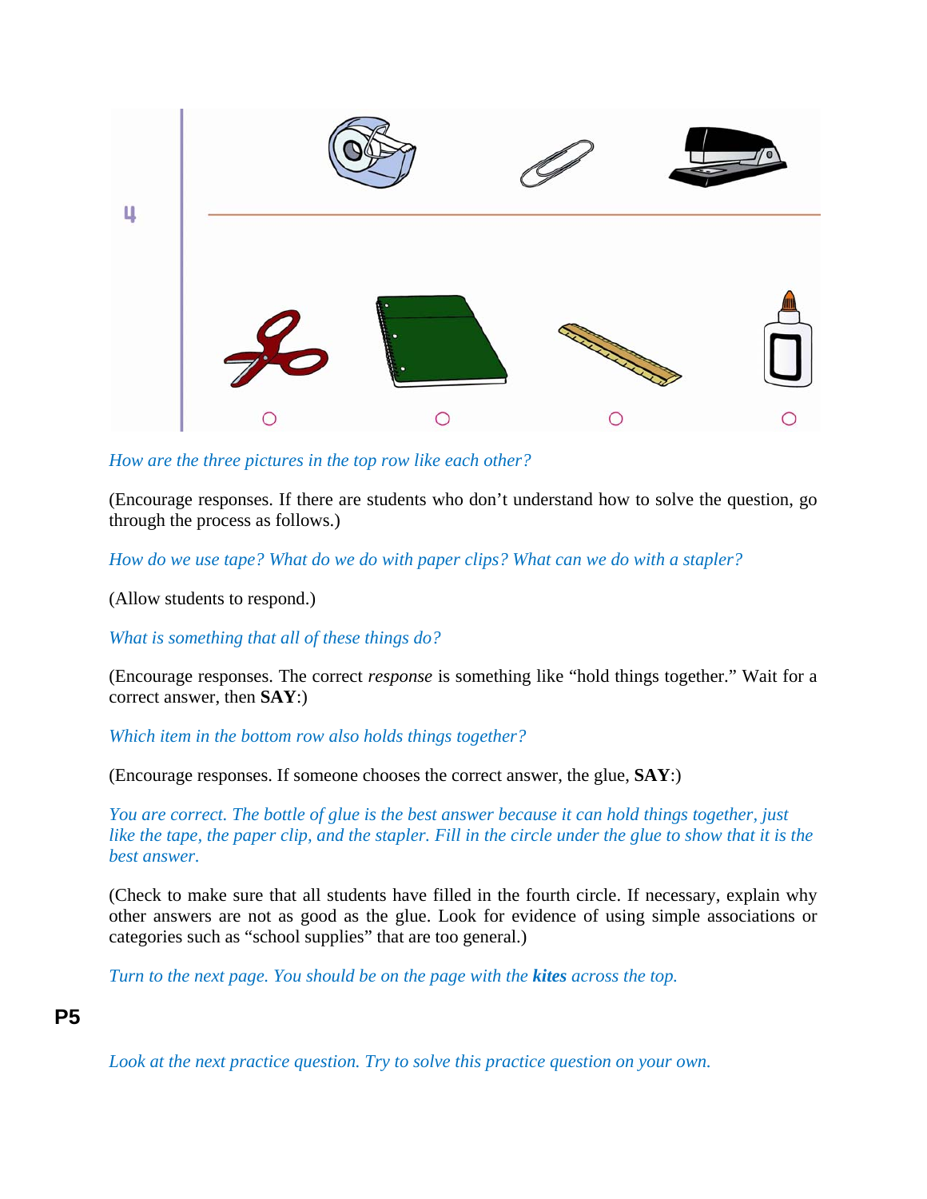How are the three pictures in the top row like each other?

(Encourage responses. If there are students who don't understand how to solve the question, go through the process as follows.)

*How do we use tape? What do we do with paper clips? What can we do with a stapler?*

(Allow students to respond.)

*What is something that all of these things do?*

(Encourage responses. The correct *response* is something like "hold things together." Wait for a correct answer, then **SAY**:)

*Which item in the bottom row also holds things together?*

(Encourage responses. If someone chooses the correct answer, the glue, **SAY**:)

*You are correct. The bottle of glue is the best answer because it can hold things together, just like the tape, the paper clip, and the stapler. Fill in the circle under the glue to show that it is the best answer.*

(Check to make sure that all students have filled in the fourth circle. If necessary, explain why other answers are not as good as the glue. Look for evidence of using simple associations or categories such as "school supplies" that are too general.)

*Turn to the next page. You should be on the page with the* ***kites*** *across the top.*

**P5**

*Look at the next practice question. Try to solve this practice question on your own.*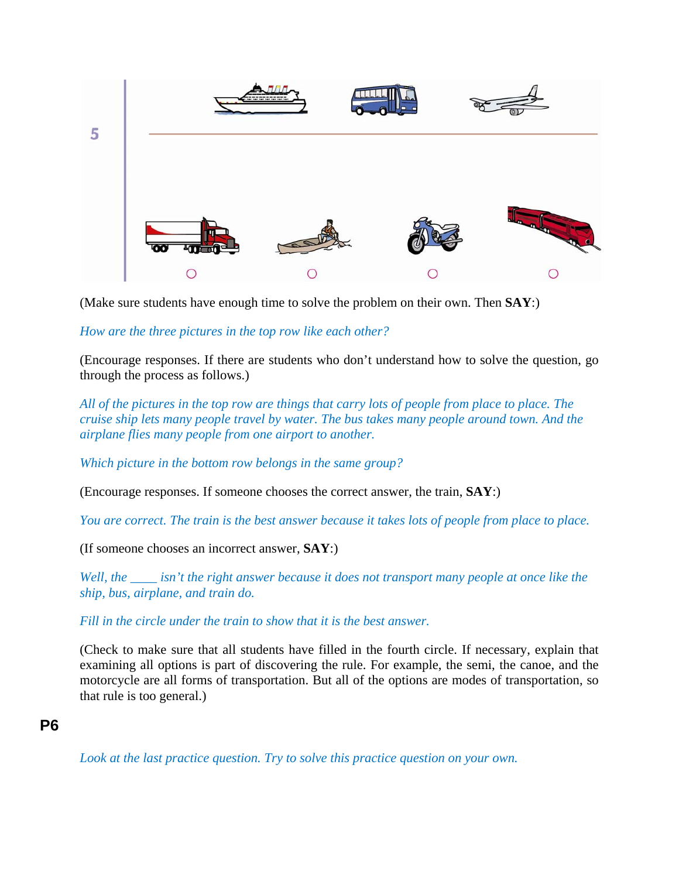5

(Make sure students have enough time to solve the problem on their own. Then **SAY**:)

*How are the three pictures in the top row like each other?*

(Encourage responses. If there are students who don't understand how to solve the question, go through the process as follows.)

*All of the pictures in the top row are things that carry lots of people from place to place. The cruise ship lets many people travel by water. The bus takes many people around town. And the airplane flies many people from one airport to another.*

*Which picture in the bottom row belongs in the same group?*

(Encourage responses. If someone chooses the correct answer, the train, **SAY**:)

*You are correct. The train is the best answer because it takes lots of people from place to place.*

(If someone chooses an incorrect answer, **SAY**:)

*Well, the ____ isn't the right answer because it does not transport many people at once like the ship, bus, airplane, and train do.*

*Fill in the circle under the train to show that it is the best answer.*

(Check to make sure that all students have filled in the fourth circle. If necessary, explain that examining all options is part of discovering the rule. For example, the semi, the canoe, and the motorcycle are all forms of transportation. But all of the options are modes of transportation, so that rule is too general.)

**P6**

*Look at the last practice question. Try to solve this practice question on your own.*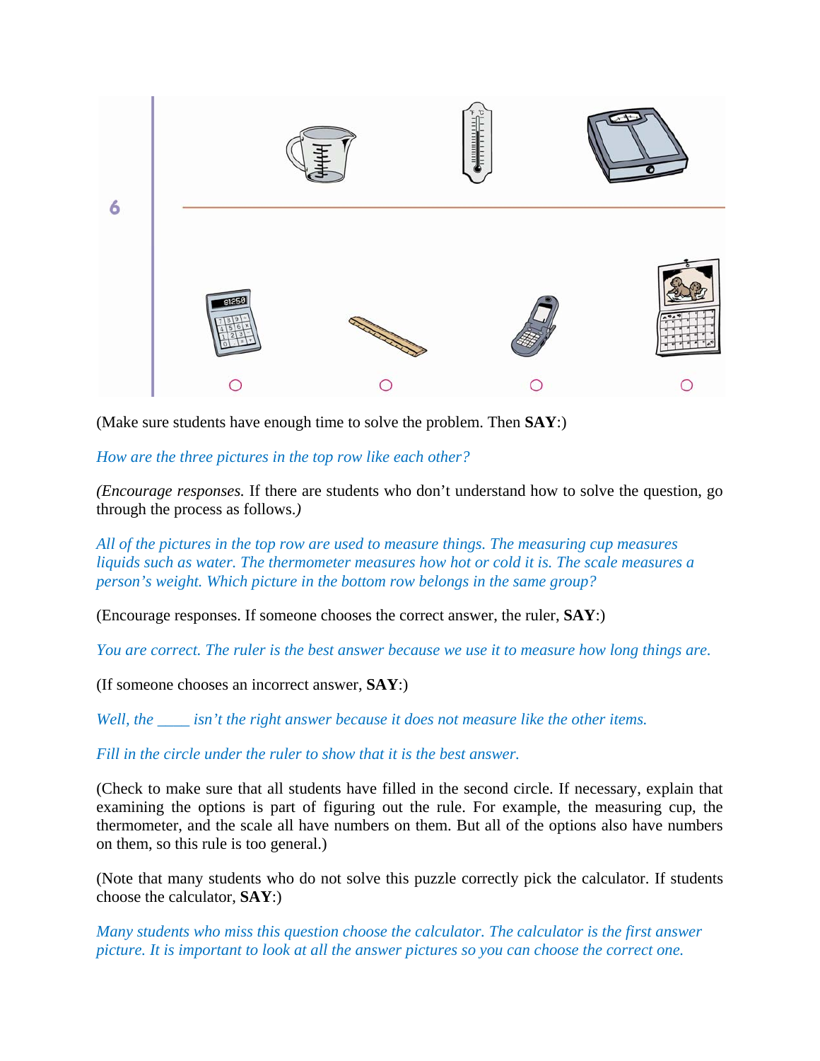6

(Make sure students have enough time to solve the problem. Then **SAY**:)

*How are the three pictures in the top row like each other?*

*(Encourage responses.* If there are students who don't understand how to solve the question, go through the process as follows.*)*

*All of the pictures in the top row are used to measure things. The measuring cup measures liquids such as water. The thermometer measures how hot or cold it is. The scale measures a person's weight. Which picture in the bottom row belongs in the same group?*

(Encourage responses. If someone chooses the correct answer, the ruler, **SAY**:)

*You are correct. The ruler is the best answer because we use it to measure how long things are.*

(If someone chooses an incorrect answer, **SAY**:)

*Well, the ____ isn't the right answer because it does not measure like the other items.*

*Fill in the circle under the ruler to show that it is the best answer.*

(Check to make sure that all students have filled in the second circle. If necessary, explain that examining the options is part of figuring out the rule. For example, the measuring cup, the thermometer, and the scale all have numbers on them. But all of the options also have numbers on them, so this rule is too general.)

(Note that many students who do not solve this puzzle correctly pick the calculator. If students choose the calculator, **SAY**:)

*Many students who miss this question choose the calculator. The calculator is the first answer picture. It is important to look at all the answer pictures so you can choose the correct one.*